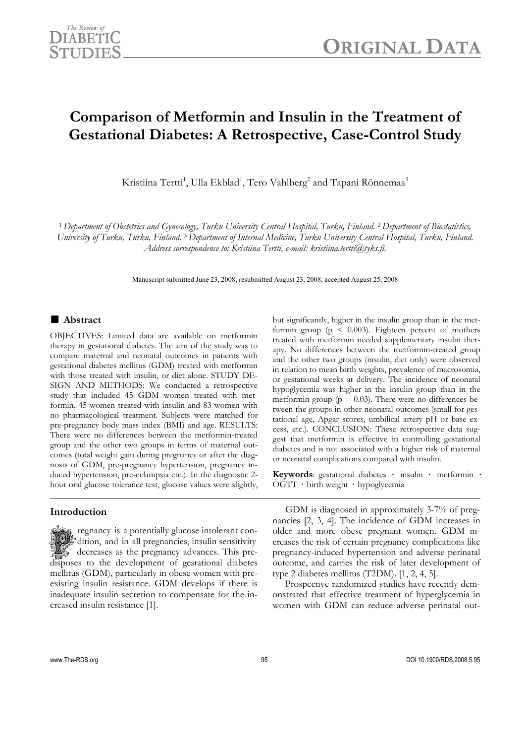# Comparison of Metformin and Insulin in the Treatment of Gestational Diabetes: A Retrospective, Case-Control Study

Kristiina Tertti[1], Ulla Ekblad[1], Tero Vahlberg[2] and Tapani Rönnemaa[3]

[1] *Department of Obstetrics and Gynecology, Turku University Central Hospital, Turku, Finland.* [2] *Department of Biostatistics, University of Turku, Turku, Finland.* [3] *Department of Internal Medicine, Turku University Central Hospital, Turku, Finland. Address correspondence to: Kristiina Tertti, e-mail: kristiina.tertti@tyks.fi.*

Manuscript submitted June 23, 2008; resubmitted August 23, 2008; accepted August 25, 2008

## Abstract

OBJECTIVES: Limited data are available on metformin therapy in gestational diabetes. The aim of the study was to compare maternal and neonatal outcomes in patients with gestational diabetes mellitus (GDM) treated with metformin with those treated with insulin, or diet alone. STUDY DESIGN AND METHODS: We conducted a retrospective study that included 45 GDM women treated with metformin, 45 women treated with insulin and 83 women with no pharmacological treatment. Subjects were matched for pre-pregnancy body mass index (BMI) and age. RESULTS: There were no differences between the metformin-treated group and the other two groups in terms of maternal outcomes (total weight gain during pregnancy or after the diagnosis of GDM, pre-pregnancy hypertension, pregnancy induced hypertension, pre-eclampsia etc.). In the diagnostic 2-hour oral glucose tolerance test, glucose values were slightly, but significantly, higher in the insulin group than in the metformin group ($p < 0.003$). Eighteen percent of mothers treated with metformin needed supplementary insulin therapy. No differences between the metformin-treated group and the other two groups (insulin, diet only) were observed in relation to mean birth weights, prevalence of macrosomia, or gestational weeks at delivery. The incidence of neonatal hypoglycemia was higher in the insulin group than in the metformin group ($p = 0.03$). There were no differences between the groups in other neonatal outcomes (small for gestational age, Apgar scores, umbilical artery pH or base excess, etc.). CONCLUSION: These retrospective data suggest that metformin is effective in controlling gestational diabetes and is not associated with a higher risk of maternal or neonatal complications compared with insulin.

**Keywords**: gestational diabetes · insulin · metformin · OGTT · birth weight · hypoglycemia

## Introduction

Pregnancy is a potentially glucose intolerant condition, and in all pregnancies, insulin sensitivity decreases as the pregnancy advances. This predisposes to the development of gestational diabetes mellitus (GDM), particularly in obese women with preexisting insulin resistance. GDM develops if there is inadequate insulin secretion to compensate for the increased insulin resistance [1].

GDM is diagnosed in approximately 3-7% of pregnancies [2, 3, 4]. The incidence of GDM increases in older and more obese pregnant women. GDM increases the risk of certain pregnancy complications like pregnancy-induced hypertension and adverse perinatal outcome, and carries the risk of later development of type 2 diabetes mellitus (T2DM). [1, 2, 4, 5].

Prospective randomized studies have recently demonstrated that effective treatment of hyperglycemia in women with GDM can reduce adverse perinatal out-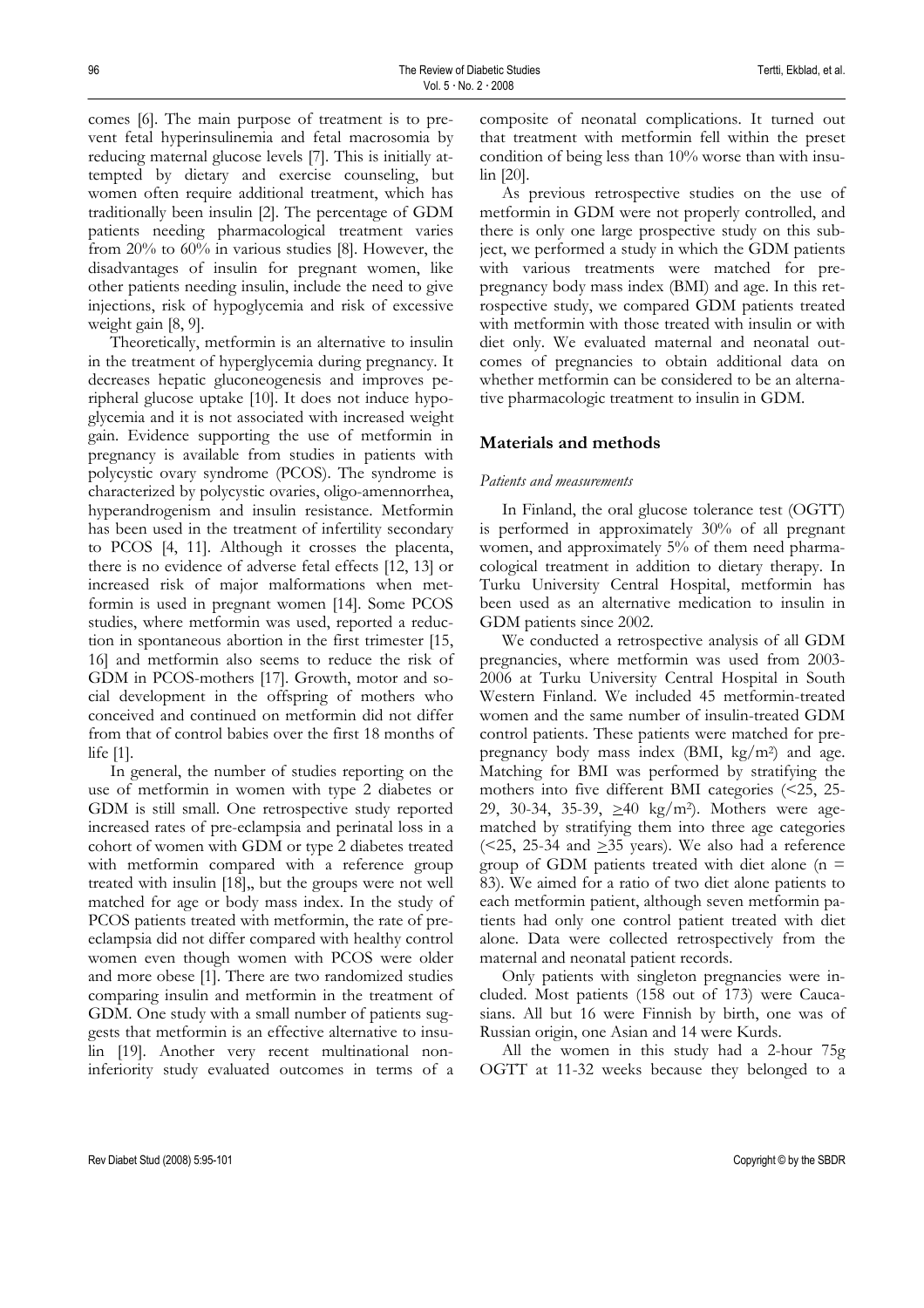comes [6]. The main purpose of treatment is to prevent fetal hyperinsulinemia and fetal macrosomia by reducing maternal glucose levels [7]. This is initially attempted by dietary and exercise counseling, but women often require additional treatment, which has traditionally been insulin [2]. The percentage of GDM patients needing pharmacological treatment varies from 20% to 60% in various studies [8]. However, the disadvantages of insulin for pregnant women, like other patients needing insulin, include the need to give injections, risk of hypoglycemia and risk of excessive weight gain [8, 9].

Theoretically, metformin is an alternative to insulin in the treatment of hyperglycemia during pregnancy. It decreases hepatic gluconeogenesis and improves peripheral glucose uptake [10]. It does not induce hypoglycemia and it is not associated with increased weight gain. Evidence supporting the use of metformin in pregnancy is available from studies in patients with polycystic ovary syndrome (PCOS). The syndrome is characterized by polycystic ovaries, oligo-amenorrhea, hyperandrogenism and insulin resistance. Metformin has been used in the treatment of infertility secondary to PCOS [4, 11]. Although it crosses the placenta, there is no evidence of adverse fetal effects [12, 13] or increased risk of major malformations when metformin is used in pregnant women [14]. Some PCOS studies, where metformin was used, reported a reduction in spontaneous abortion in the first trimester [15, 16] and metformin also seems to reduce the risk of GDM in PCOS-mothers [17]. Growth, motor and social development in the offspring of mothers who conceived and continued on metformin did not differ from that of control babies over the first 18 months of life [1].

In general, the number of studies reporting on the use of metformin in women with type 2 diabetes or GDM is still small. One retrospective study reported increased rates of pre-eclampsia and perinatal loss in a cohort of women with GDM or type 2 diabetes treated with metformin compared with a reference group treated with insulin [18],, but the groups were not well matched for age or body mass index. In the study of PCOS patients treated with metformin, the rate of pre-eclampsia did not differ compared with healthy control women even though women with PCOS were older and more obese [1]. There are two randomized studies comparing insulin and metformin in the treatment of GDM. One study with a small number of patients suggests that metformin is an effective alternative to insulin [19]. Another very recent multinational non-inferiority study evaluated outcomes in terms of a composite of neonatal complications. It turned out that treatment with metformin fell within the preset condition of being less than 10% worse than with insulin [20].

As previous retrospective studies on the use of metformin in GDM were not properly controlled, and there is only one large prospective study on this subject, we performed a study in which the GDM patients with various treatments were matched for pre-pregnancy body mass index (BMI) and age. In this retrospective study, we compared GDM patients treated with metformin with those treated with insulin or with diet only. We evaluated maternal and neonatal outcomes of pregnancies to obtain additional data on whether metformin can be considered to be an alternative pharmacologic treatment to insulin in GDM.

## Materials and methods

### *Patients and measurements*

In Finland, the oral glucose tolerance test (OGTT) is performed in approximately 30% of all pregnant women, and approximately 5% of them need pharmacological treatment in addition to dietary therapy. In Turku University Central Hospital, metformin has been used as an alternative medication to insulin in GDM patients since 2002.

We conducted a retrospective analysis of all GDM pregnancies, where metformin was used from 2003-2006 at Turku University Central Hospital in South Western Finland. We included 45 metformin-treated women and the same number of insulin-treated GDM control patients. These patients were matched for pre-pregnancy body mass index (BMI, kg/m$^2$) and age. Matching for BMI was performed by stratifying the mothers into five different BMI categories (<25, 25-29, 30-34, 35-39, ≥40 kg/m$^2$). Mothers were age-matched by stratifying them into three age categories (<25, 25-34 and ≥35 years). We also had a reference group of GDM patients treated with diet alone (n = 83). We aimed for a ratio of two diet alone patients to each metformin patient, although seven metformin patients had only one control patient treated with diet alone. Data were collected retrospectively from the maternal and neonatal patient records.

Only patients with singleton pregnancies were included. Most patients (158 out of 173) were Caucasians. All but 16 were Finnish by birth, one was of Russian origin, one Asian and 14 were Kurds.

All the women in this study had a 2-hour 75g OGTT at 11-32 weeks because they belonged to a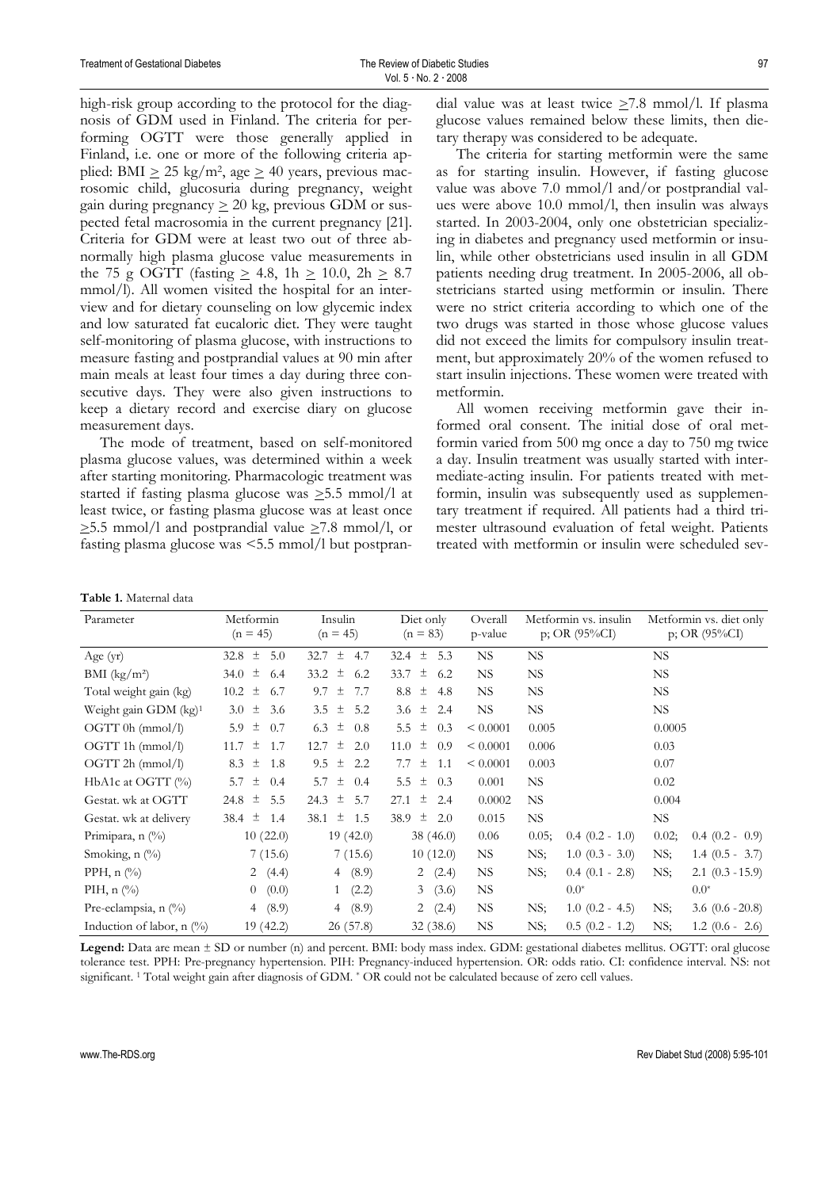high-risk group according to the protocol for the diagnosis of GDM used in Finland. The criteria for performing OGTT were those generally applied in Finland, i.e. one or more of the following criteria applied: BMI $\geq$ 25 kg/m², age $\geq$ 40 years, previous macrosomic child, glucosuria during pregnancy, weight gain during pregnancy $\geq$ 20 kg, previous GDM or suspected fetal macrosomia in the current pregnancy [21]. Criteria for GDM were at least two out of three abnormally high plasma glucose value measurements in the 75 g OGTT (fasting $\geq$ 4.8, 1h $\geq$ 10.0, 2h $\geq$ 8.7 mmol/l). All women visited the hospital for an interview and for dietary counseling on low glycemic index and low saturated fat eucaloric diet. They were taught self-monitoring of plasma glucose, with instructions to measure fasting and postprandial values at 90 min after main meals at least four times a day during three consecutive days. They were also given instructions to keep a dietary record and exercise diary on glucose measurement days.

The mode of treatment, based on self-monitored plasma glucose values, was determined within a week after starting monitoring. Pharmacologic treatment was started if fasting plasma glucose was $\geq$5.5 mmol/l at least twice, or fasting plasma glucose was at least once $\geq$5.5 mmol/l and postprandial value $\geq$7.8 mmol/l, or fasting plasma glucose was <5.5 mmol/l but postprandial value was at least twice $\geq$7.8 mmol/l. If plasma glucose values remained below these limits, then dietary therapy was considered to be adequate.

The criteria for starting metformin were the same as for starting insulin. However, if fasting glucose value was above 7.0 mmol/l and/or postprandial values were above 10.0 mmol/l, then insulin was always started. In 2003-2004, only one obstetrician specializing in diabetes and pregnancy used metformin or insulin, while other obstetricians used insulin in all GDM patients needing drug treatment. In 2005-2006, all obstetricians started using metformin or insulin. There were no strict criteria according to which one of the two drugs was started in those whose glucose values did not exceed the limits for compulsory insulin treatment, but approximately 20% of the women refused to start insulin injections. These women were treated with metformin.

All women receiving metformin gave their informed oral consent. The initial dose of oral metformin varied from 500 mg once a day to 750 mg twice a day. Insulin treatment was usually started with intermediate-acting insulin. For patients treated with metformin, insulin was subsequently used as supplementary treatment if required. All patients had a third trimester ultrasound evaluation of fetal weight. Patients treated with metformin or insulin were scheduled sev-

**Table 1.** Maternal data

| Parameter | Metformin (n = 45) | Insulin (n = 45) | Diet only (n = 83) | Overall p-value | Metformin vs. insulin p; OR (95%CI) | Metformin vs. diet only p; OR (95%CI) |
|---|---|---|---|---|---|---|
| Age (yr) | 32.8 ± 5.0 | 32.7 ± 4.7 | 32.4 ± 5.3 | NS | NS | NS |
| BMI (kg/m²) | 34.0 ± 6.4 | 33.2 ± 6.2 | 33.7 ± 6.2 | NS | NS | NS |
| Total weight gain (kg) | 10.2 ± 6.7 | 9.7 ± 7.7 | 8.8 ± 4.8 | NS | NS | NS |
| Weight gain GDM (kg)[1] | 3.0 ± 3.6 | 3.5 ± 5.2 | 3.6 ± 2.4 | NS | NS | NS |
| OGTT 0h (mmol/l) | 5.9 ± 0.7 | 6.3 ± 0.8 | 5.5 ± 0.3 | < 0.0001 | 0.005 | 0.0005 |
| OGTT 1h (mmol/l) | 11.7 ± 1.7 | 12.7 ± 2.0 | 11.0 ± 0.9 | < 0.0001 | 0.006 | 0.03 |
| OGTT 2h (mmol/l) | 8.3 ± 1.8 | 9.5 ± 2.2 | 7.7 ± 1.1 | < 0.0001 | 0.003 | 0.07 |
| HbA1c at OGTT (%) | 5.7 ± 0.4 | 5.7 ± 0.4 | 5.5 ± 0.3 | 0.001 | NS | 0.02 |
| Gestat. wk at OGTT | 24.8 ± 5.5 | 24.3 ± 5.7 | 27.1 ± 2.4 | 0.0002 | NS | 0.004 |
| Gestat. wk at delivery | 38.4 ± 1.4 | 38.1 ± 1.5 | 38.9 ± 2.0 | 0.015 | NS | NS |
| Primipara, n (%) | 10 (22.0) | 19 (42.0) | 38 (46.0) | 0.06 | 0.05; 0.4 (0.2 - 1.0) | 0.02; 0.4 (0.2 - 0.9) |
| Smoking, n (%) | 7 (15.6) | 7 (15.6) | 10 (12.0) | NS | NS; 1.0 (0.3 - 3.0) | NS; 1.4 (0.5 - 3.7) |
| PPH, n (%) | 2 (4.4) | 4 (8.9) | 2 (2.4) | NS | NS; 0.4 (0.1 - 2.8) | NS; 2.1 (0.3 - 15.9) |
| PIH, n (%) | 0 (0.0) | 1 (2.2) | 3 (3.6) | NS | 0.0* | 0.0* |
| Pre-eclampsia, n (%) | 4 (8.9) | 4 (8.9) | 2 (2.4) | NS | NS; 1.0 (0.2 - 4.5) | NS; 3.6 (0.6 - 20.8) |
| Induction of labor, n (%) | 19 (42.2) | 26 (57.8) | 32 (38.6) | NS | NS; 0.5 (0.2 - 1.2) | NS; 1.2 (0.6 - 2.6) |

**Legend:** Data are mean ± SD or number (n) and percent. BMI: body mass index. GDM: gestational diabetes mellitus. OGTT: oral glucose tolerance test. PPH: Pre-pregnancy hypertension. PIH: Pregnancy-induced hypertension. OR: odds ratio. CI: confidence interval. NS: not significant. [1] Total weight gain after diagnosis of GDM. * OR could not be calculated because of zero cell values.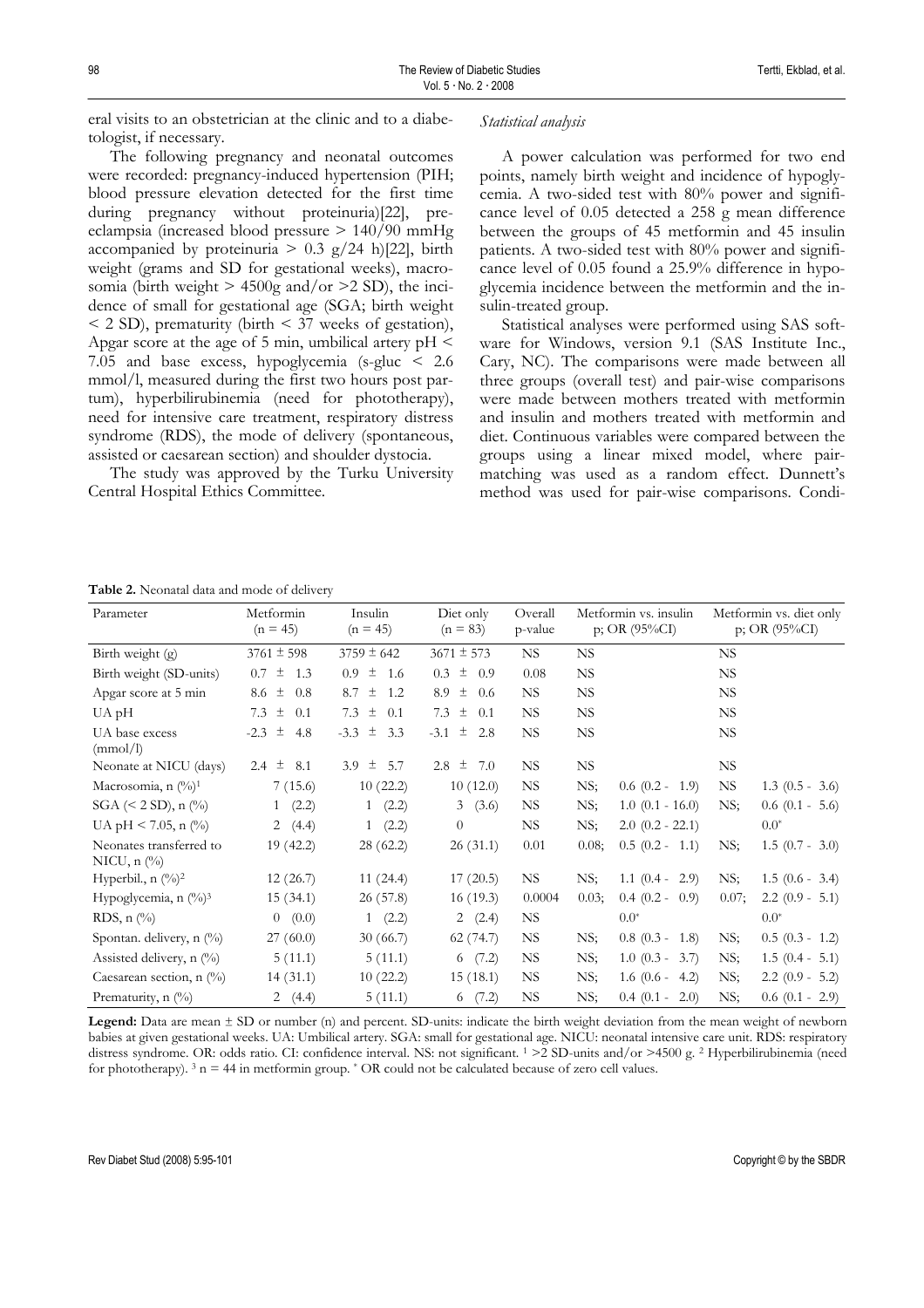eral visits to an obstetrician at the clinic and to a diabetologist, if necessary.

The following pregnancy and neonatal outcomes were recorded: pregnancy-induced hypertension (PIH; blood pressure elevation detected for the first time during pregnancy without proteinuria)[22], preeclampsia (increased blood pressure > 140/90 mmHg accompanied by proteinuria > 0.3 g/24 h)[22], birth weight (grams and SD for gestational weeks), macrosomia (birth weight > 4500g and/or >2 SD), the incidence of small for gestational age (SGA; birth weight < 2 SD), prematurity (birth < 37 weeks of gestation), Apgar score at the age of 5 min, umbilical artery pH < 7.05 and base excess, hypoglycemia (s-gluc < 2.6 mmol/l, measured during the first two hours post partum), hyperbilirubinemia (need for phototherapy), need for intensive care treatment, respiratory distress syndrome (RDS), the mode of delivery (spontaneous, assisted or caesarean section) and shoulder dystocia.

The study was approved by the Turku University Central Hospital Ethics Committee.

*Statistical analysis*

A power calculation was performed for two end points, namely birth weight and incidence of hypoglycemia. A two-sided test with 80% power and significance level of 0.05 detected a 258 g mean difference between the groups of 45 metformin and 45 insulin patients. A two-sided test with 80% power and significance level of 0.05 found a 25.9% difference in hypoglycemia incidence between the metformin and the insulin-treated group.

Statistical analyses were performed using SAS software for Windows, version 9.1 (SAS Institute Inc., Cary, NC). The comparisons were made between all three groups (overall test) and pair-wise comparisons were made between mothers treated with metformin and insulin and mothers treated with metformin and diet. Continuous variables were compared between the groups using a linear mixed model, where pair-matching was used as a random effect. Dunnett's method was used for pair-wise comparisons. Condi-

**Table 2.** Neonatal data and mode of delivery

| Parameter | Metformin (n = 45) | Insulin (n = 45) | Diet only (n = 83) | Overall p-value | Metformin vs. insulin p; OR (95%CI) | | Metformin vs. diet only p; OR (95%CI) | |
|---|---|---|---|---|---|---|---|---|
| Birth weight (g) | 3761 ± 598 | 3759 ± 642 | 3671 ± 573 | NS | NS | | NS | |
| Birth weight (SD-units) | 0.7 ± 1.3 | 0.9 ± 1.6 | 0.3 ± 0.9 | 0.08 | NS | | NS | |
| Apgar score at 5 min | 8.6 ± 0.8 | 8.7 ± 1.2 | 8.9 ± 0.6 | NS | NS | | NS | |
| UA pH | 7.3 ± 0.1 | 7.3 ± 0.1 | 7.3 ± 0.1 | NS | NS | | NS | |
| UA base excess (mmol/l) | -2.3 ± 4.8 | -3.3 ± 3.3 | -3.1 ± 2.8 | NS | NS | | NS | |
| Neonate at NICU (days) | 2.4 ± 8.1 | 3.9 ± 5.7 | 2.8 ± 7.0 | NS | NS | | NS | |
| Macrosomia, n (%)[1] | 7 (15.6) | 10 (22.2) | 10 (12.0) | NS | NS; | 0.6 (0.2 - 1.9) | NS | 1.3 (0.5 - 3.6) |
| SGA (< 2 SD), n (%) | 1 (2.2) | 1 (2.2) | 3 (3.6) | NS | NS; | 1.0 (0.1 - 16.0) | NS; | 0.6 (0.1 - 5.6) |
| UA pH < 7.05, n (%) | 2 (4.4) | 1 (2.2) | 0 | NS | NS; | 2.0 (0.2 - 22.1) | | 0.0* |
| Neonates transferred to NICU, n (%) | 19 (42.2) | 28 (62.2) | 26 (31.1) | 0.01 | 0.08; | 0.5 (0.2 - 1.1) | NS; | 1.5 (0.7 - 3.0) |
| Hyperbil., n (%)[2] | 12 (26.7) | 11 (24.4) | 17 (20.5) | NS | NS; | 1.1 (0.4 - 2.9) | NS; | 1.5 (0.6 - 3.4) |
| Hypoglycemia, n (%)[3] | 15 (34.1) | 26 (57.8) | 16 (19.3) | 0.0004 | 0.03; | 0.4 (0.2 - 0.9) | 0.07; | 2.2 (0.9 - 5.1) |
| RDS, n (%) | 0 (0.0) | 1 (2.2) | 2 (2.4) | NS | | 0.0* | | 0.0* |
| Spontan. delivery, n (%) | 27 (60.0) | 30 (66.7) | 62 (74.7) | NS | NS; | 0.8 (0.3 - 1.8) | NS; | 0.5 (0.3 - 1.2) |
| Assisted delivery, n (%) | 5 (11.1) | 5 (11.1) | 6 (7.2) | NS | NS; | 1.0 (0.3 - 3.7) | NS; | 1.5 (0.4 - 5.1) |
| Caesarean section, n (%) | 14 (31.1) | 10 (22.2) | 15 (18.1) | NS | NS; | 1.6 (0.6 - 4.2) | NS; | 2.2 (0.9 - 5.2) |
| Prematurity, n (%) | 2 (4.4) | 5 (11.1) | 6 (7.2) | NS | NS; | 0.4 (0.1 - 2.0) | NS; | 0.6 (0.1 - 2.9) |

**Legend:** Data are mean ± SD or number (n) and percent. SD-units: indicate the birth weight deviation from the mean weight of newborn babies at given gestational weeks. UA: Umbilical artery. SGA: small for gestational age. NICU: neonatal intensive care unit. RDS: respiratory distress syndrome. OR: odds ratio. CI: confidence interval. NS: not significant. [1] >2 SD-units and/or >4500 g. [2] Hyperbilirubinemia (need for phototherapy). [3] n = 44 in metformin group. * OR could not be calculated because of zero cell values.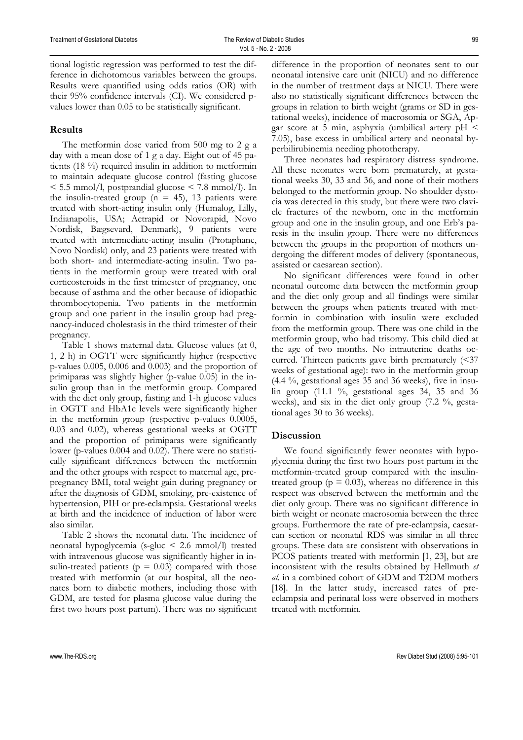tional logistic regression was performed to test the difference in dichotomous variables between the groups. Results were quantified using odds ratios (OR) with their 95% confidence intervals (CI). We considered p-values lower than 0.05 to be statistically significant.

## Results

The metformin dose varied from 500 mg to 2 g a day with a mean dose of 1 g a day. Eight out of 45 patients (18 %) required insulin in addition to metformin to maintain adequate glucose control (fasting glucose < 5.5 mmol/l, postprandial glucose < 7.8 mmol/l). In the insulin-treated group (n = 45), 13 patients were treated with short-acting insulin only (Humalog, Lilly, Indianapolis, USA; Actrapid or Novorapid, Novo Nordisk, Bægsevard, Denmark), 9 patients were treated with intermediate-acting insulin (Protaphane, Novo Nordisk) only, and 23 patients were treated with both short- and intermediate-acting insulin. Two patients in the metformin group were treated with oral corticosteroids in the first trimester of pregnancy, one because of asthma and the other because of idiopathic thrombocytopenia. Two patients in the metformin group and one patient in the insulin group had pregnancy-induced cholestasis in the third trimester of their pregnancy.

Table 1 shows maternal data. Glucose values (at 0, 1, 2 h) in OGTT were significantly higher (respective p-values 0.005, 0.006 and 0.003) and the proportion of primiparas was slightly higher (p-value 0.05) in the insulin group than in the metformin group. Compared with the diet only group, fasting and 1-h glucose values in OGTT and HbA1c levels were significantly higher in the metformin group (respective p-values 0.0005, 0.03 and 0.02), whereas gestational weeks at OGTT and the proportion of primiparas were significantly lower (p-values 0.004 and 0.02). There were no statistically significant differences between the metformin and the other groups with respect to maternal age, pre-pregnancy BMI, total weight gain during pregnancy or after the diagnosis of GDM, smoking, pre-existence of hypertension, PIH or pre-eclampsia. Gestational weeks at birth and the incidence of induction of labor were also similar.

Table 2 shows the neonatal data. The incidence of neonatal hypoglycemia (s-gluc < 2.6 mmol/l) treated with intravenous glucose was significantly higher in insulin-treated patients (p = 0.03) compared with those treated with metformin (at our hospital, all the neonates born to diabetic mothers, including those with GDM, are tested for plasma glucose value during the first two hours post partum). There was no significant difference in the proportion of neonates sent to our neonatal intensive care unit (NICU) and no difference in the number of treatment days at NICU. There were also no statistically significant differences between the groups in relation to birth weight (grams or SD in gestational weeks), incidence of macrosomia or SGA, Apgar score at 5 min, asphyxia (umbilical artery pH < 7.05), base excess in umbilical artery and neonatal hyperbilirubinemia needing phototherapy.

Three neonates had respiratory distress syndrome. All these neonates were born prematurely, at gestational weeks 30, 33 and 36, and none of their mothers belonged to the metformin group. No shoulder dystocia was detected in this study, but there were two clavicle fractures of the newborn, one in the metformin group and one in the insulin group, and one Erb's paresis in the insulin group. There were no differences between the groups in the proportion of mothers undergoing the different modes of delivery (spontaneous, assisted or caesarean section).

No significant differences were found in other neonatal outcome data between the metformin group and the diet only group and all findings were similar between the groups when patients treated with metformin in combination with insulin were excluded from the metformin group. There was one child in the metformin group, who had trisomy. This child died at the age of two months. No intrauterine deaths occurred. Thirteen patients gave birth prematurely (<37 weeks of gestational age): two in the metformin group (4.4 %, gestational ages 35 and 36 weeks), five in insulin group (11.1 %, gestational ages 34, 35 and 36 weeks), and six in the diet only group (7.2 %, gestational ages 30 to 36 weeks).

## Discussion

We found significantly fewer neonates with hypoglycemia during the first two hours post partum in the metformin-treated group compared with the insulin-treated group (p = 0.03), whereas no difference in this respect was observed between the metformin and the diet only group. There was no significant difference in birth weight or neonate macrosomia between the three groups. Furthermore the rate of pre-eclampsia, caesarean section or neonatal RDS was similar in all three groups. These data are consistent with observations in PCOS patients treated with metformin [1, 23], but are inconsistent with the results obtained by Hellmuth *et al.* in a combined cohort of GDM and T2DM mothers [18]. In the latter study, increased rates of pre-eclampsia and perinatal loss were observed in mothers treated with metformin.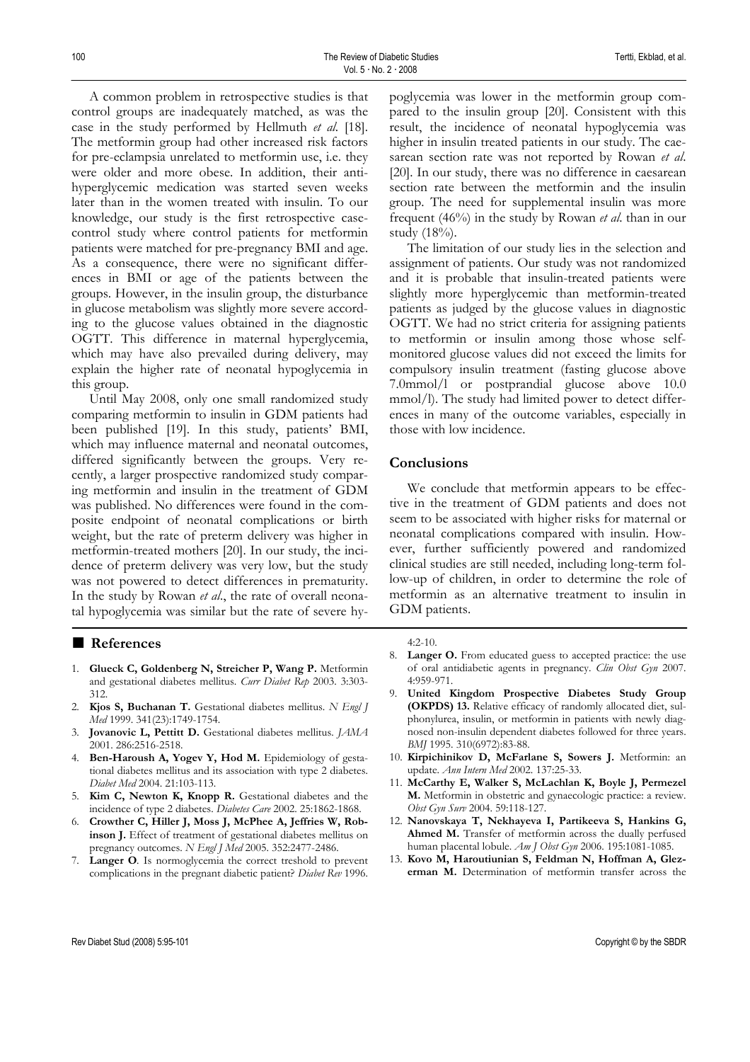A common problem in retrospective studies is that control groups are inadequately matched, as was the case in the study performed by Hellmuth *et al.* [18]. The metformin group had other increased risk factors for pre-eclampsia unrelated to metformin use, i.e. they were older and more obese. In addition, their anti-hyperglycemic medication was started seven weeks later than in the women treated with insulin. To our knowledge, our study is the first retrospective case-control study where control patients for metformin patients were matched for pre-pregnancy BMI and age. As a consequence, there were no significant differences in BMI or age of the patients between the groups. However, in the insulin group, the disturbance in glucose metabolism was slightly more severe according to the glucose values obtained in the diagnostic OGTT. This difference in maternal hyperglycemia, which may have also prevailed during delivery, may explain the higher rate of neonatal hypoglycemia in this group.

Until May 2008, only one small randomized study comparing metformin to insulin in GDM patients had been published [19]. In this study, patients' BMI, which may influence maternal and neonatal outcomes, differed significantly between the groups. Very recently, a larger prospective randomized study comparing metformin and insulin in the treatment of GDM was published. No differences were found in the composite endpoint of neonatal complications or birth weight, but the rate of preterm delivery was higher in metformin-treated mothers [20]. In our study, the incidence of preterm delivery was very low, but the study was not powered to detect differences in prematurity. In the study by Rowan *et al.*, the rate of overall neonatal hypoglycemia was similar but the rate of severe hypoglycemia was lower in the metformin group compared to the insulin group [20]. Consistent with this result, the incidence of neonatal hypoglycemia was higher in insulin treated patients in our study. The caesarean section rate was not reported by Rowan *et al.* [20]. In our study, there was no difference in caesarean section rate between the metformin and the insulin group. The need for supplemental insulin was more frequent (46%) in the study by Rowan *et al.* than in our study (18%).

The limitation of our study lies in the selection and assignment of patients. Our study was not randomized and it is probable that insulin-treated patients were slightly more hyperglycemic than metformin-treated patients as judged by the glucose values in diagnostic OGTT. We had no strict criteria for assigning patients to metformin or insulin among those whose self-monitored glucose values did not exceed the limits for compulsory insulin treatment (fasting glucose above 7.0mmol/l or postprandial glucose above 10.0 mmol/l). The study had limited power to detect differences in many of the outcome variables, especially in those with low incidence.

## Conclusions

We conclude that metformin appears to be effective in the treatment of GDM patients and does not seem to be associated with higher risks for maternal or neonatal complications compared with insulin. However, further sufficiently powered and randomized clinical studies are still needed, including long-term follow-up of children, in order to determine the role of metformin as an alternative treatment to insulin in GDM patients.

## References

1. **Glueck C, Goldenberg N, Streicher P, Wang P.** Metformin and gestational diabetes mellitus. *Curr Diabet Rep* 2003. 3:303-312.
2. **Kjos S, Buchanan T.** Gestational diabetes mellitus. *N Engl J Med* 1999. 341(23):1749-1754.
3. **Jovanovic L, Pettitt D.** Gestational diabetes mellitus. *JAMA* 2001. 286:2516-2518.
4. **Ben-Haroush A, Yogev Y, Hod M.** Epidemiology of gestational diabetes mellitus and its association with type 2 diabetes. *Diabet Med* 2004. 21:103-113.
5. **Kim C, Newton K, Knopp R.** Gestational diabetes and the incidence of type 2 diabetes. *Diabetes Care* 2002. 25:1862-1868.
6. **Crowther C, Hiller J, Moss J, McPhee A, Jeffries W, Robinson J.** Effect of treatment of gestational diabetes mellitus on pregnancy outcomes. *N Engl J Med* 2005. 352:2477-2486.
7. **Langer O**. Is normoglycemia the correct treshold to prevent complications in the pregnant diabetic patient? *Diabet Rev* 1996. 4:2-10.
8. **Langer O.** From educated guess to accepted practice: the use of oral antidiabetic agents in pregnancy. *Clin Obst Gyn* 2007. 4:959-971.
9. **United Kingdom Prospective Diabetes Study Group (OKPDS) 13.** Relative efficacy of randomly allocated diet, sulphonylurea, insulin, or metformin in patients with newly diagnosed non-insulin dependent diabetes followed for three years. *BMJ* 1995. 310(6972):83-88.
10. **Kirpichinikov D, McFarlane S, Sowers J.** Metformin: an update. *Ann Intern Med* 2002. 137:25-33.
11. **McCarthy E, Walker S, McLachlan K, Boyle J, Permezel M.** Metformin in obstetric and gynaecologic practice: a review. *Obst Gyn Surv* 2004. 59:118-127.
12. **Nanovskaya T, Nekhayeva I, Partikeeva S, Hankins G, Ahmed M.** Transfer of metformin across the dually perfused human placental lobule. *Am J Obst Gyn* 2006. 195:1081-1085.
13. **Kovo M, Haroutiunian S, Feldman N, Hoffman A, Glezerman M.** Determination of metformin transfer across the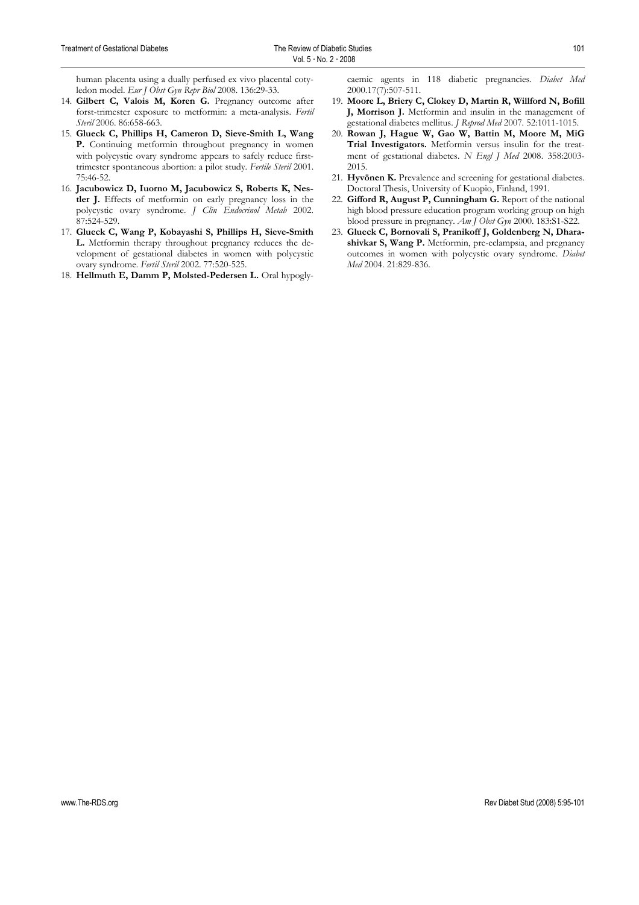human placenta using a dually perfused ex vivo placental cotyledon model. *Eur J Obst Gyn Repr Biol* 2008. 136:29-33.

14. **Gilbert C, Valois M, Koren G.** Pregnancy outcome after forst-trimester exposure to metformin: a meta-analysis. *Fertil Steril* 2006. 86:658-663.
15. **Glueck C, Phillips H, Cameron D, Sieve-Smith L, Wang P.** Continuing metformin throughout pregnancy in women with polycystic ovary syndrome appears to safely reduce first-trimester spontaneous abortion: a pilot study. *Fertile Steril* 2001. 75:46-52.
16. **Jacubowicz D, Iuorno M, Jacubowicz S, Roberts K, Nestler J.** Effects of metformin on early pregnancy loss in the polycystic ovary syndrome. *J Clin Endocrinol Metab* 2002. 87:524-529.
17. **Glueck C, Wang P, Kobayashi S, Phillips H, Sieve-Smith L.** Metformin therapy throughout pregnancy reduces the development of gestational diabetes in women with polycystic ovary syndrome. *Fertil Steril* 2002. 77:520-525.
18. **Hellmuth E, Damm P, Molsted-Pedersen L.** Oral hypoglycaemic agents in 118 diabetic pregnancies. *Diabet Med* 2000.17(7):507-511.
19. **Moore L, Briery C, Clokey D, Martin R, Willford N, Bofill J, Morrison J.** Metformin and insulin in the management of gestational diabetes mellitus. *J Reprod Med* 2007. 52:1011-1015.
20. **Rowan J, Hague W, Gao W, Battin M, Moore M, MiG Trial Investigators.** Metformin versus insulin for the treatment of gestational diabetes. *N Engl J Med* 2008. 358:2003-2015.
21. **Hyvönen K.** Prevalence and screening for gestational diabetes. Doctoral Thesis, University of Kuopio, Finland, 1991.
22. **Gifford R, August P, Cunningham G.** Report of the national high blood pressure education program working group on high blood pressure in pregnancy. *Am J Obst Gyn* 2000. 183:S1-S22.
23. **Glueck C, Bornovali S, Pranikoff J, Goldenberg N, Dharashivkar S, Wang P.** Metformin, pre-eclampsia, and pregnancy outcomes in women with polycystic ovary syndrome. *Diabet Med* 2004. 21:829-836.